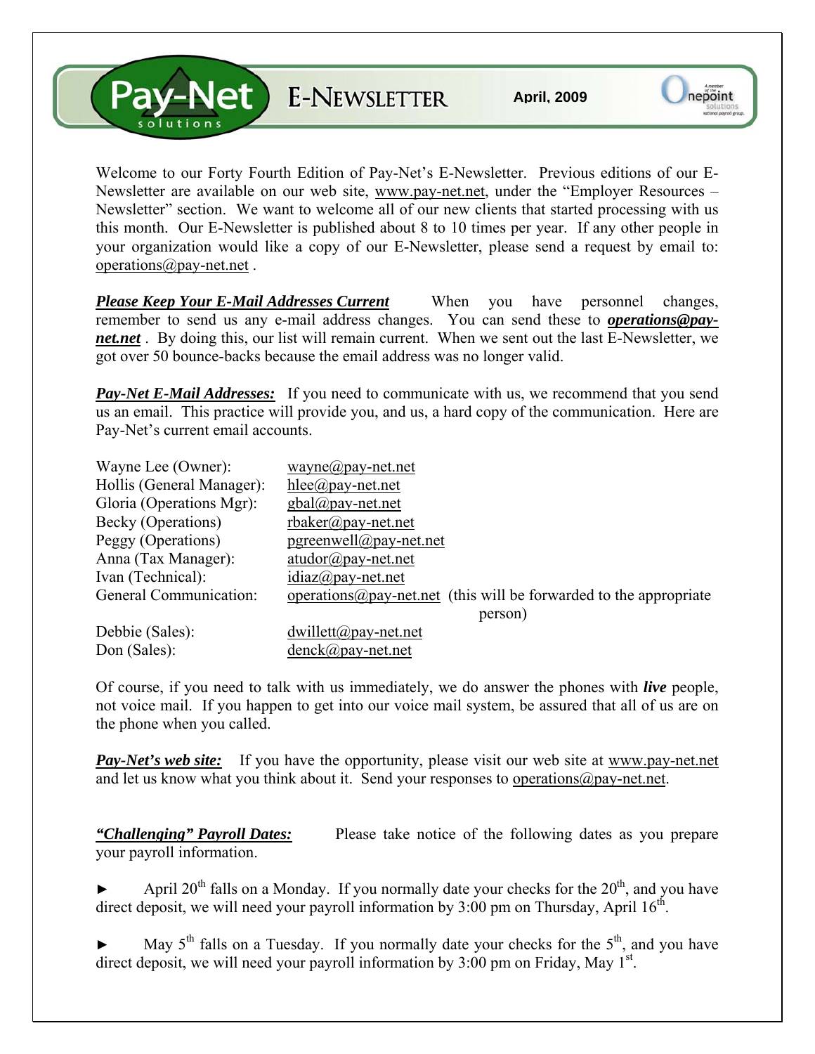# Pay-Net solutions E-NEWSLETTER

**April, 2009**

Welcome to our Forty Fourth Edition of Pay-Net's E-Newsletter. Previous editions of our E-Newsletter are available on our web site, www.pay-net.net, under the "Employer Resources – Newsletter" section. We want to welcome all of our new clients that started processing with us this month. Our E-Newsletter is published about 8 to 10 times per year. If any other people in your organization would like a copy of our E-Newsletter, please send a request by email to: operations@pay-net.net .

***Please Keep Your E-Mail Addresses Current*** When you have personnel changes, remember to send us any e-mail address changes. You can send these to ***operations@pay-net.net*** . By doing this, our list will remain current. When we sent out the last E-Newsletter, we got over 50 bounce-backs because the email address was no longer valid.

***Pay-Net E-Mail Addresses:*** If you need to communicate with us, we recommend that you send us an email. This practice will provide you, and us, a hard copy of the communication. Here are Pay-Net's current email accounts.

| | |
|---|---|
| Wayne Lee (Owner): | wayne@pay-net.net |
| Hollis (General Manager): | hlee@pay-net.net |
| Gloria (Operations Mgr): | gbal@pay-net.net |
| Becky (Operations) | rbaker@pay-net.net |
| Peggy (Operations) | pgreenwell@pay-net.net |
| Anna (Tax Manager): | atudor@pay-net.net |
| Ivan (Technical): | idiaz@pay-net.net |
| General Communication: | operations@pay-net.net (this will be forwarded to the appropriate person) |
| Debbie (Sales): | dwillett@pay-net.net |
| Don (Sales): | denck@pay-net.net |

Of course, if you need to talk with us immediately, we do answer the phones with ***live*** people, not voice mail. If you happen to get into our voice mail system, be assured that all of us are on the phone when you called.

***Pay-Net's web site:*** If you have the opportunity, please visit our web site at www.pay-net.net and let us know what you think about it. Send your responses to operations@pay-net.net.

***"Challenging" Payroll Dates:*** Please take notice of the following dates as you prepare your payroll information.

► April 20th falls on a Monday. If you normally date your checks for the 20th, and you have direct deposit, we will need your payroll information by 3:00 pm on Thursday, April 16th.

► May 5th falls on a Tuesday. If you normally date your checks for the 5th, and you have direct deposit, we will need your payroll information by 3:00 pm on Friday, May 1st.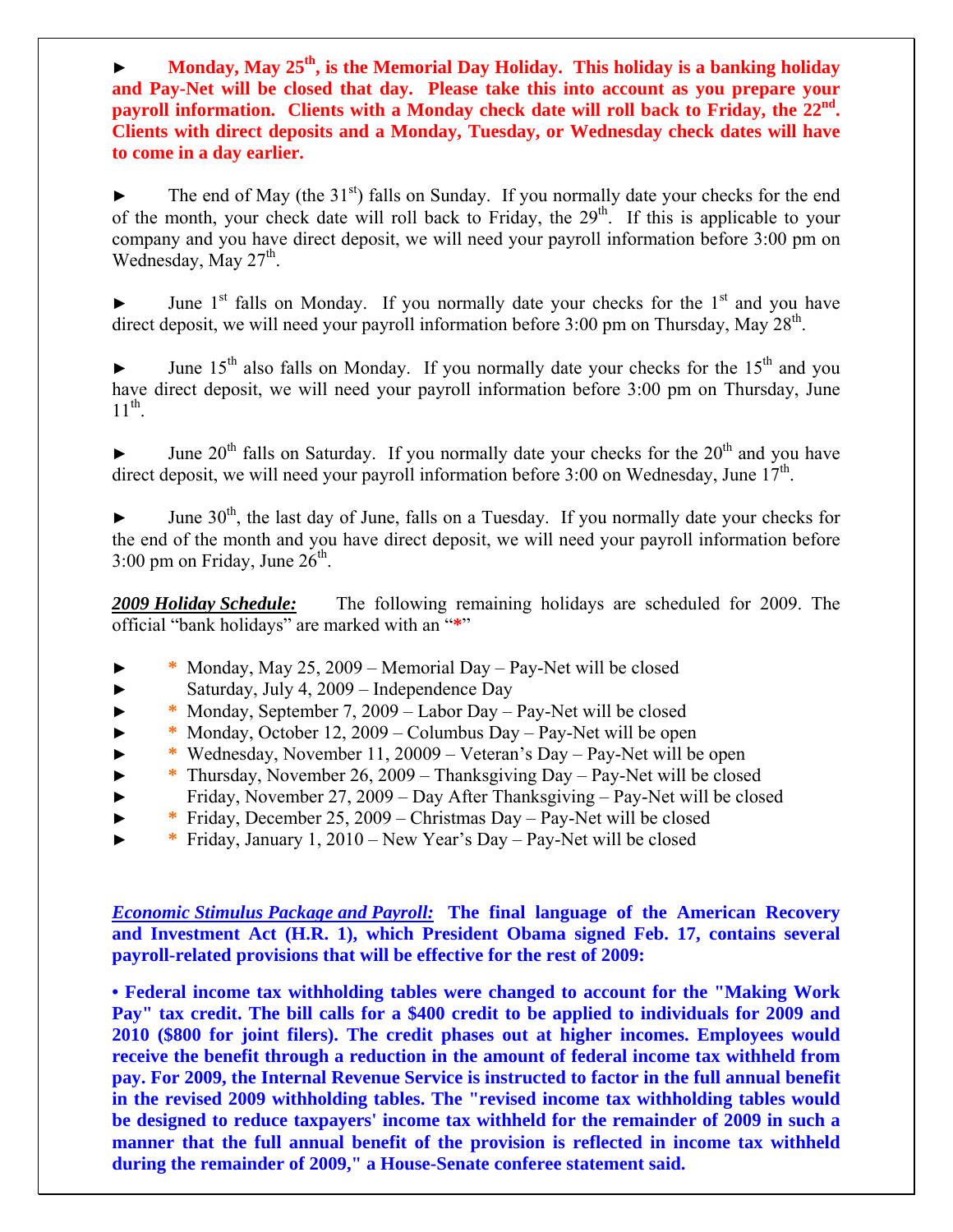► **Monday, May 25th, is the Memorial Day Holiday. This holiday is a banking holiday and Pay-Net will be closed that day. Please take this into account as you prepare your payroll information. Clients with a Monday check date will roll back to Friday, the 22nd. Clients with direct deposits and a Monday, Tuesday, or Wednesday check dates will have to come in a day earlier.**

► The end of May (the 31st) falls on Sunday. If you normally date your checks for the end of the month, your check date will roll back to Friday, the 29th. If this is applicable to your company and you have direct deposit, we will need your payroll information before 3:00 pm on Wednesday, May 27th.

► June 1st falls on Monday. If you normally date your checks for the 1st and you have direct deposit, we will need your payroll information before 3:00 pm on Thursday, May 28th.

► June 15th also falls on Monday. If you normally date your checks for the 15th and you have direct deposit, we will need your payroll information before 3:00 pm on Thursday, June 11th.

► June 20th falls on Saturday. If you normally date your checks for the 20th and you have direct deposit, we will need your payroll information before 3:00 on Wednesday, June 17th.

► June 30th, the last day of June, falls on a Tuesday. If you normally date your checks for the end of the month and you have direct deposit, we will need your payroll information before 3:00 pm on Friday, June 26th.

***2009 Holiday Schedule:*** The following remaining holidays are scheduled for 2009. The official "bank holidays" are marked with an "*"

- \* Monday, May 25, 2009 – Memorial Day – Pay-Net will be closed
- Saturday, July 4, 2009 – Independence Day
- \* Monday, September 7, 2009 – Labor Day – Pay-Net will be closed
- \* Monday, October 12, 2009 – Columbus Day – Pay-Net will be open
- \* Wednesday, November 11, 20009 – Veteran's Day – Pay-Net will be open
- \* Thursday, November 26, 2009 – Thanksgiving Day – Pay-Net will be closed
- Friday, November 27, 2009 – Day After Thanksgiving – Pay-Net will be closed
- \* Friday, December 25, 2009 – Christmas Day – Pay-Net will be closed
- \* Friday, January 1, 2010 – New Year's Day – Pay-Net will be closed

***Economic Stimulus Package and Payroll:*** **The final language of the American Recovery and Investment Act (H.R. 1), which President Obama signed Feb. 17, contains several payroll-related provisions that will be effective for the rest of 2009:**

**• Federal income tax withholding tables were changed to account for the "Making Work Pay" tax credit. The bill calls for a $400 credit to be applied to individuals for 2009 and 2010 ($800 for joint filers). The credit phases out at higher incomes. Employees would receive the benefit through a reduction in the amount of federal income tax withheld from pay. For 2009, the Internal Revenue Service is instructed to factor in the full annual benefit in the revised 2009 withholding tables. The "revised income tax withholding tables would be designed to reduce taxpayers' income tax withheld for the remainder of 2009 in such a manner that the full annual benefit of the provision is reflected in income tax withheld during the remainder of 2009," a House-Senate conferee statement said.**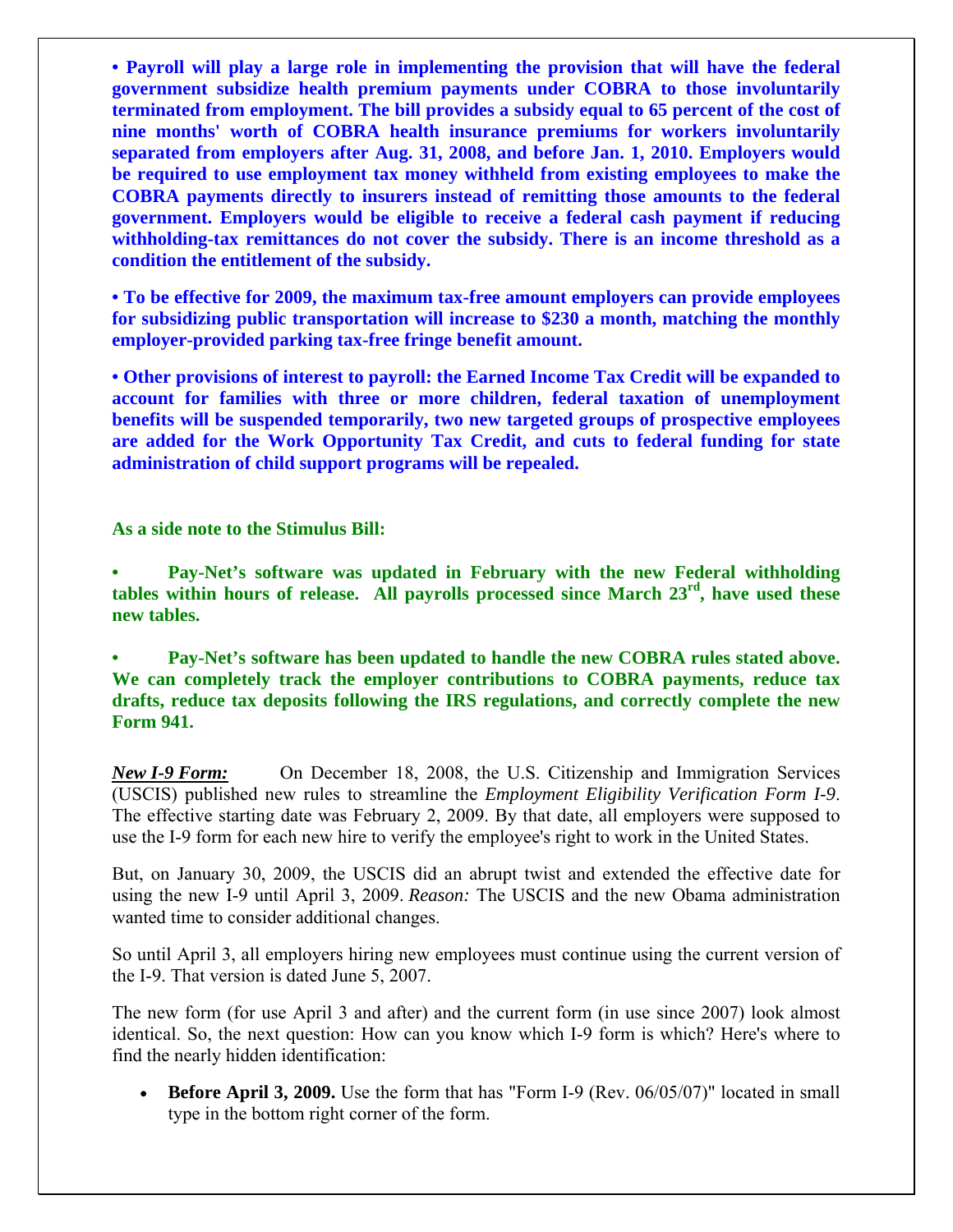**• Payroll will play a large role in implementing the provision that will have the federal government subsidize health premium payments under COBRA to those involuntarily terminated from employment. The bill provides a subsidy equal to 65 percent of the cost of nine months' worth of COBRA health insurance premiums for workers involuntarily separated from employers after Aug. 31, 2008, and before Jan. 1, 2010. Employers would be required to use employment tax money withheld from existing employees to make the COBRA payments directly to insurers instead of remitting those amounts to the federal government. Employers would be eligible to receive a federal cash payment if reducing withholding-tax remittances do not cover the subsidy. There is an income threshold as a condition the entitlement of the subsidy.**

**• To be effective for 2009, the maximum tax-free amount employers can provide employees for subsidizing public transportation will increase to $230 a month, matching the monthly employer-provided parking tax-free fringe benefit amount.**

**• Other provisions of interest to payroll: the Earned Income Tax Credit will be expanded to account for families with three or more children, federal taxation of unemployment benefits will be suspended temporarily, two new targeted groups of prospective employees are added for the Work Opportunity Tax Credit, and cuts to federal funding for state administration of child support programs will be repealed.**

**As a side note to the Stimulus Bill:**

- **Pay-Net's software was updated in February with the new Federal withholding tables within hours of release. All payrolls processed since March 23rd, have used these new tables.**

- **Pay-Net's software has been updated to handle the new COBRA rules stated above. We can completely track the employer contributions to COBRA payments, reduce tax drafts, reduce tax deposits following the IRS regulations, and correctly complete the new Form 941.**

***New I-9 Form:*** On December 18, 2008, the U.S. Citizenship and Immigration Services (USCIS) published new rules to streamline the *Employment Eligibility Verification Form I-9*. The effective starting date was February 2, 2009. By that date, all employers were supposed to use the I-9 form for each new hire to verify the employee's right to work in the United States.

But, on January 30, 2009, the USCIS did an abrupt twist and extended the effective date for using the new I-9 until April 3, 2009. *Reason:* The USCIS and the new Obama administration wanted time to consider additional changes.

So until April 3, all employers hiring new employees must continue using the current version of the I-9. That version is dated June 5, 2007.

The new form (for use April 3 and after) and the current form (in use since 2007) look almost identical. So, the next question: How can you know which I-9 form is which? Here's where to find the nearly hidden identification:

- **Before April 3, 2009.** Use the form that has "Form I-9 (Rev. 06/05/07)" located in small type in the bottom right corner of the form.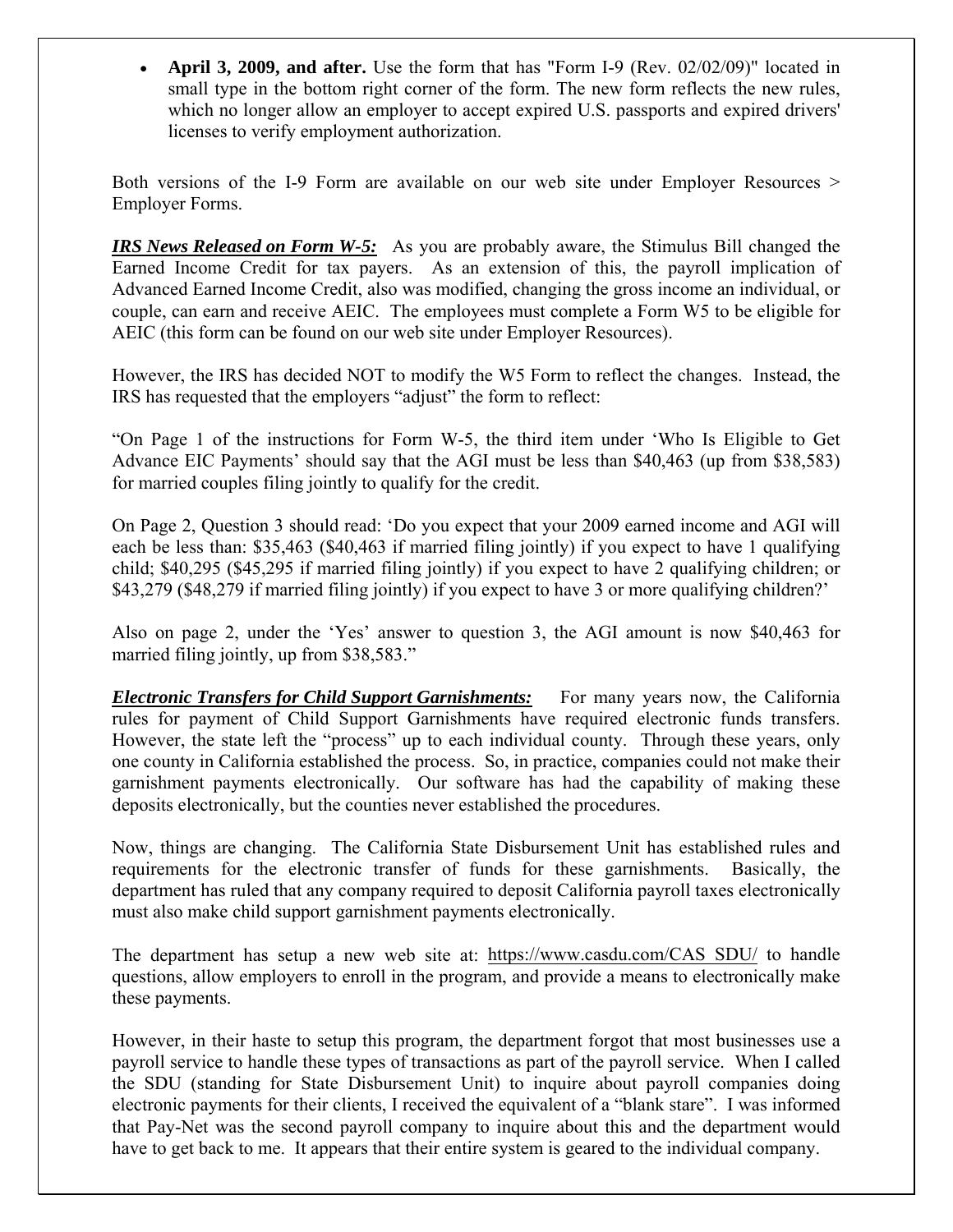- **April 3, 2009, and after.** Use the form that has "Form I-9 (Rev. 02/02/09)" located in small type in the bottom right corner of the form. The new form reflects the new rules, which no longer allow an employer to accept expired U.S. passports and expired drivers' licenses to verify employment authorization.

Both versions of the I-9 Form are available on our web site under Employer Resources > Employer Forms.

***IRS News Released on Form W-5:*** As you are probably aware, the Stimulus Bill changed the Earned Income Credit for tax payers. As an extension of this, the payroll implication of Advanced Earned Income Credit, also was modified, changing the gross income an individual, or couple, can earn and receive AEIC. The employees must complete a Form W5 to be eligible for AEIC (this form can be found on our web site under Employer Resources).

However, the IRS has decided NOT to modify the W5 Form to reflect the changes. Instead, the IRS has requested that the employers "adjust" the form to reflect:

"On Page 1 of the instructions for Form W-5, the third item under 'Who Is Eligible to Get Advance EIC Payments' should say that the AGI must be less than $40,463 (up from $38,583) for married couples filing jointly to qualify for the credit.

On Page 2, Question 3 should read: 'Do you expect that your 2009 earned income and AGI will each be less than: $35,463 ($40,463 if married filing jointly) if you expect to have 1 qualifying child; $40,295 ($45,295 if married filing jointly) if you expect to have 2 qualifying children; or $43,279 ($48,279 if married filing jointly) if you expect to have 3 or more qualifying children?'

Also on page 2, under the 'Yes' answer to question 3, the AGI amount is now $40,463 for married filing jointly, up from $38,583."

***Electronic Transfers for Child Support Garnishments:*** For many years now, the California rules for payment of Child Support Garnishments have required electronic funds transfers. However, the state left the "process" up to each individual county. Through these years, only one county in California established the process. So, in practice, companies could not make their garnishment payments electronically. Our software has had the capability of making these deposits electronically, but the counties never established the procedures.

Now, things are changing. The California State Disbursement Unit has established rules and requirements for the electronic transfer of funds for these garnishments. Basically, the department has ruled that any company required to deposit California payroll taxes electronically must also make child support garnishment payments electronically.

The department has setup a new web site at: https://www.casdu.com/CAS SDU/ to handle questions, allow employers to enroll in the program, and provide a means to electronically make these payments.

However, in their haste to setup this program, the department forgot that most businesses use a payroll service to handle these types of transactions as part of the payroll service. When I called the SDU (standing for State Disbursement Unit) to inquire about payroll companies doing electronic payments for their clients, I received the equivalent of a "blank stare". I was informed that Pay-Net was the second payroll company to inquire about this and the department would have to get back to me. It appears that their entire system is geared to the individual company.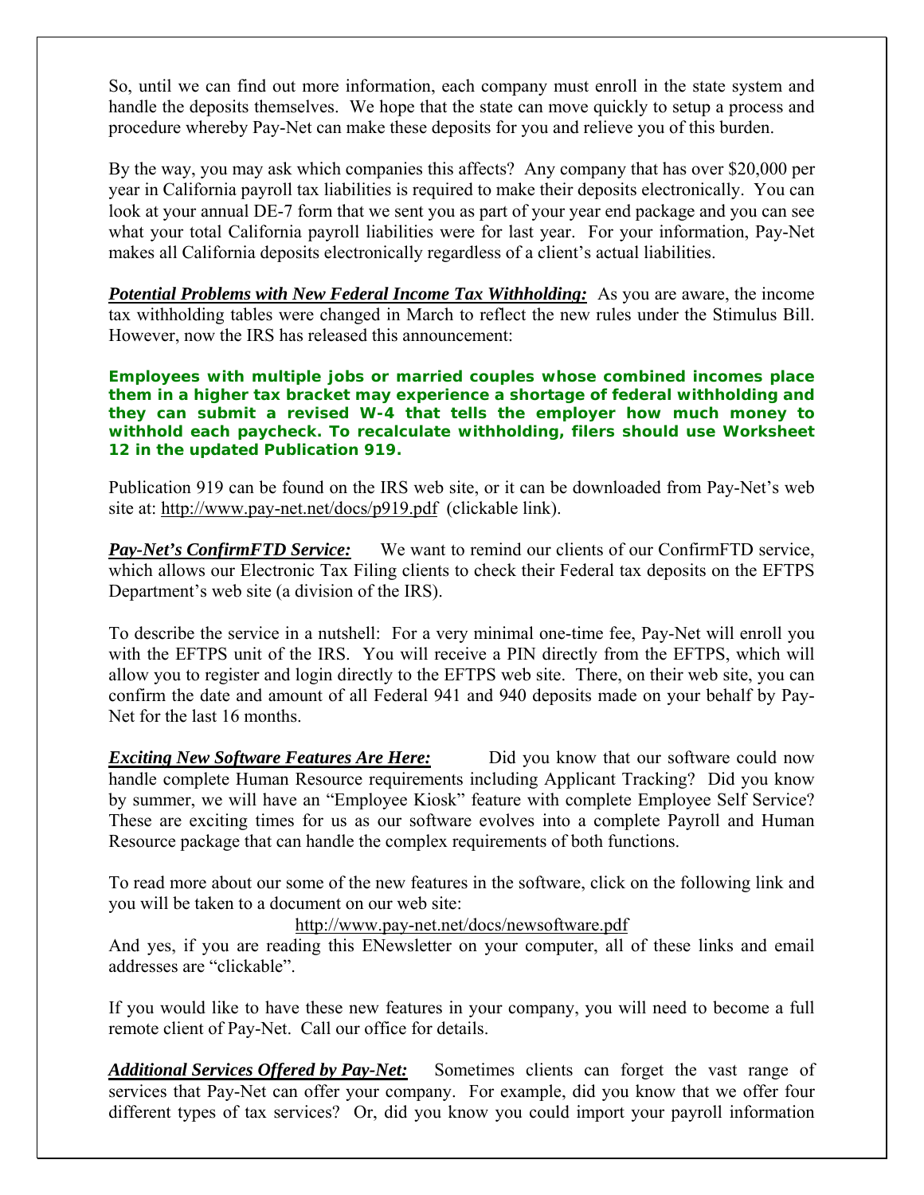So, until we can find out more information, each company must enroll in the state system and handle the deposits themselves. We hope that the state can move quickly to setup a process and procedure whereby Pay-Net can make these deposits for you and relieve you of this burden.

By the way, you may ask which companies this affects? Any company that has over $20,000 per year in California payroll tax liabilities is required to make their deposits electronically. You can look at your annual DE-7 form that we sent you as part of your year end package and you can see what your total California payroll liabilities were for last year. For your information, Pay-Net makes all California deposits electronically regardless of a client's actual liabilities.

***Potential Problems with New Federal Income Tax Withholding:*** As you are aware, the income tax withholding tables were changed in March to reflect the new rules under the Stimulus Bill. However, now the IRS has released this announcement:

**Employees with multiple jobs or married couples whose combined incomes place them in a higher tax bracket may experience a shortage of federal withholding and they can submit a revised W-4 that tells the employer how much money to withhold each paycheck. To recalculate withholding, filers should use Worksheet 12 in the updated Publication 919.**

Publication 919 can be found on the IRS web site, or it can be downloaded from Pay-Net's web site at: http://www.pay-net.net/docs/p919.pdf (clickable link).

***Pay-Net's ConfirmFTD Service:*** We want to remind our clients of our ConfirmFTD service, which allows our Electronic Tax Filing clients to check their Federal tax deposits on the EFTPS Department's web site (a division of the IRS).

To describe the service in a nutshell: For a very minimal one-time fee, Pay-Net will enroll you with the EFTPS unit of the IRS. You will receive a PIN directly from the EFTPS, which will allow you to register and login directly to the EFTPS web site. There, on their web site, you can confirm the date and amount of all Federal 941 and 940 deposits made on your behalf by Pay-Net for the last 16 months.

***Exciting New Software Features Are Here:*** Did you know that our software could now handle complete Human Resource requirements including Applicant Tracking? Did you know by summer, we will have an "Employee Kiosk" feature with complete Employee Self Service? These are exciting times for us as our software evolves into a complete Payroll and Human Resource package that can handle the complex requirements of both functions.

To read more about our some of the new features in the software, click on the following link and you will be taken to a document on our web site:

http://www.pay-net.net/docs/newsoftware.pdf

And yes, if you are reading this ENewsletter on your computer, all of these links and email addresses are "clickable".

If you would like to have these new features in your company, you will need to become a full remote client of Pay-Net. Call our office for details.

***Additional Services Offered by Pay-Net:*** Sometimes clients can forget the vast range of services that Pay-Net can offer your company. For example, did you know that we offer four different types of tax services? Or, did you know you could import your payroll information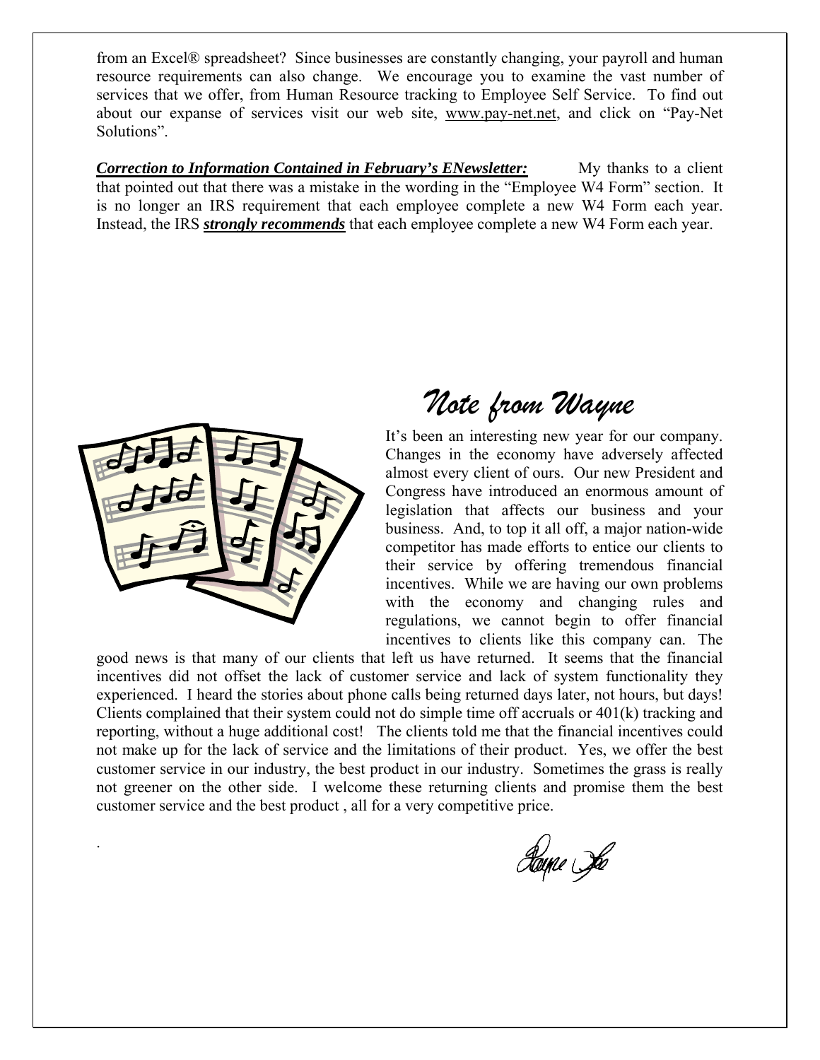from an Excel® spreadsheet? Since businesses are constantly changing, your payroll and human resource requirements can also change. We encourage you to examine the vast number of services that we offer, from Human Resource tracking to Employee Self Service. To find out about our expanse of services visit our web site, www.pay-net.net, and click on "Pay-Net Solutions".

***Correction to Information Contained in February's ENewsletter:*** My thanks to a client that pointed out that there was a mistake in the wording in the "Employee W4 Form" section. It is no longer an IRS requirement that each employee complete a new W4 Form each year. Instead, the IRS ***strongly recommends*** that each employee complete a new W4 Form each year.

## *Note from Wayne*

It's been an interesting new year for our company. Changes in the economy have adversely affected almost every client of ours. Our new President and Congress have introduced an enormous amount of legislation that affects our business and your business. And, to top it all off, a major nation-wide competitor has made efforts to entice our clients to their service by offering tremendous financial incentives. While we are having our own problems with the economy and changing rules and regulations, we cannot begin to offer financial incentives to clients like this company can. The good news is that many of our clients that left us have returned. It seems that the financial incentives did not offset the lack of customer service and lack of system functionality they experienced. I heard the stories about phone calls being returned days later, not hours, but days! Clients complained that their system could not do simple time off accruals or 401(k) tracking and reporting, without a huge additional cost! The clients told me that the financial incentives could not make up for the lack of service and the limitations of their product. Yes, we offer the best customer service in our industry, the best product in our industry. Sometimes the grass is really not greener on the other side. I welcome these returning clients and promise them the best customer service and the best product , all for a very competitive price.

.

Wayne Joe